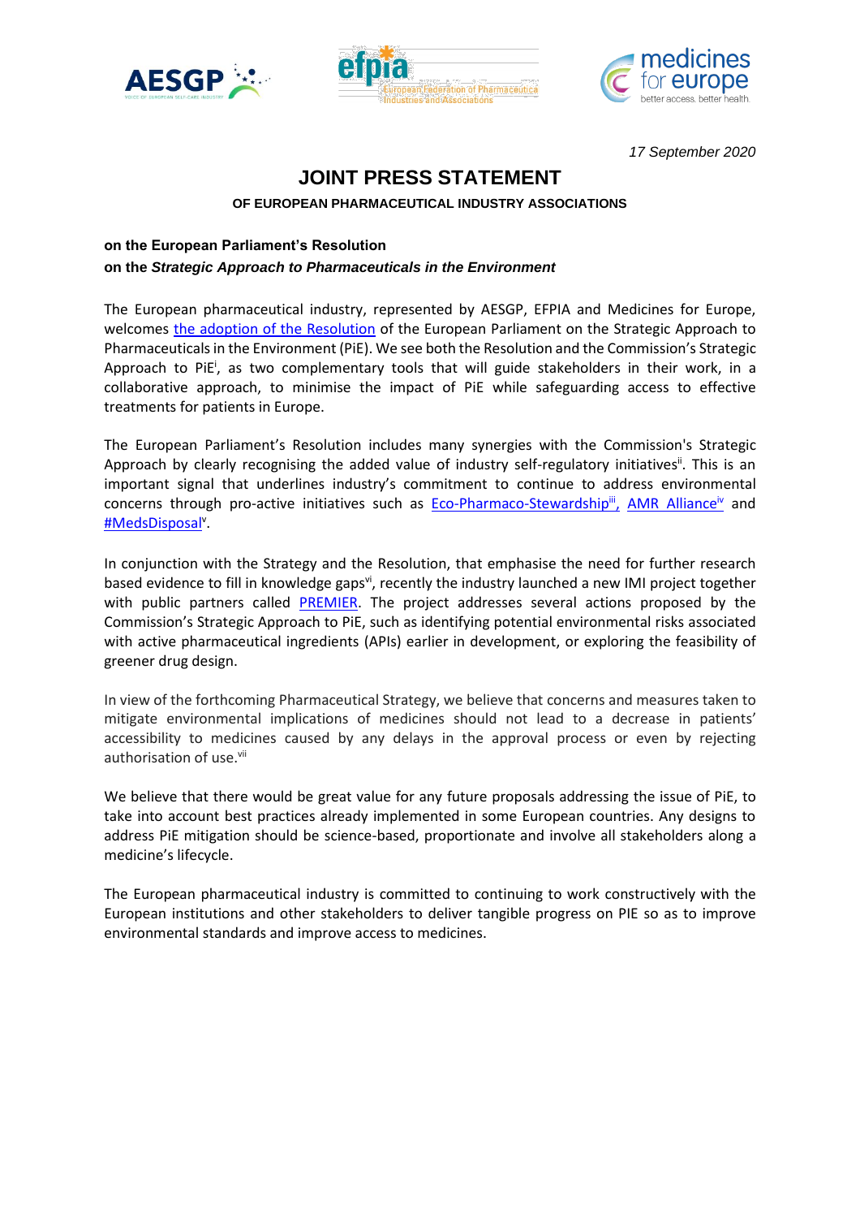17 September 2020

# JOINT PRESS STATEMENT

### OF EUROPEAN PHARMACEUTICAL INDUSTRY ASSOCIATIONS

**on the European Parliament's Resolution**
**on the *Strategic Approach to Pharmaceuticals in the Environment***

The European pharmaceutical industry, represented by AESGP, EFPIA and Medicines for Europe, welcomes the adoption of the Resolution of the European Parliament on the Strategic Approach to Pharmaceuticals in the Environment (PiE). We see both the Resolution and the Commission's Strategic Approach to PiE[i], as two complementary tools that will guide stakeholders in their work, in a collaborative approach, to minimise the impact of PiE while safeguarding access to effective treatments for patients in Europe.

The European Parliament's Resolution includes many synergies with the Commission's Strategic Approach by clearly recognising the added value of industry self-regulatory initiatives[ii]. This is an important signal that underlines industry's commitment to continue to address environmental concerns through pro-active initiatives such as Eco-Pharmaco-Stewardship[iii], AMR Alliance[iv] and #MedsDisposal[v].

In conjunction with the Strategy and the Resolution, that emphasise the need for further research based evidence to fill in knowledge gaps[vi], recently the industry launched a new IMI project together with public partners called PREMIER. The project addresses several actions proposed by the Commission's Strategic Approach to PiE, such as identifying potential environmental risks associated with active pharmaceutical ingredients (APIs) earlier in development, or exploring the feasibility of greener drug design.

In view of the forthcoming Pharmaceutical Strategy, we believe that concerns and measures taken to mitigate environmental implications of medicines should not lead to a decrease in patients' accessibility to medicines caused by any delays in the approval process or even by rejecting authorisation of use.[vii]

We believe that there would be great value for any future proposals addressing the issue of PiE, to take into account best practices already implemented in some European countries. Any designs to address PiE mitigation should be science-based, proportionate and involve all stakeholders along a medicine's lifecycle.

The European pharmaceutical industry is committed to continuing to work constructively with the European institutions and other stakeholders to deliver tangible progress on PIE so as to improve environmental standards and improve access to medicines.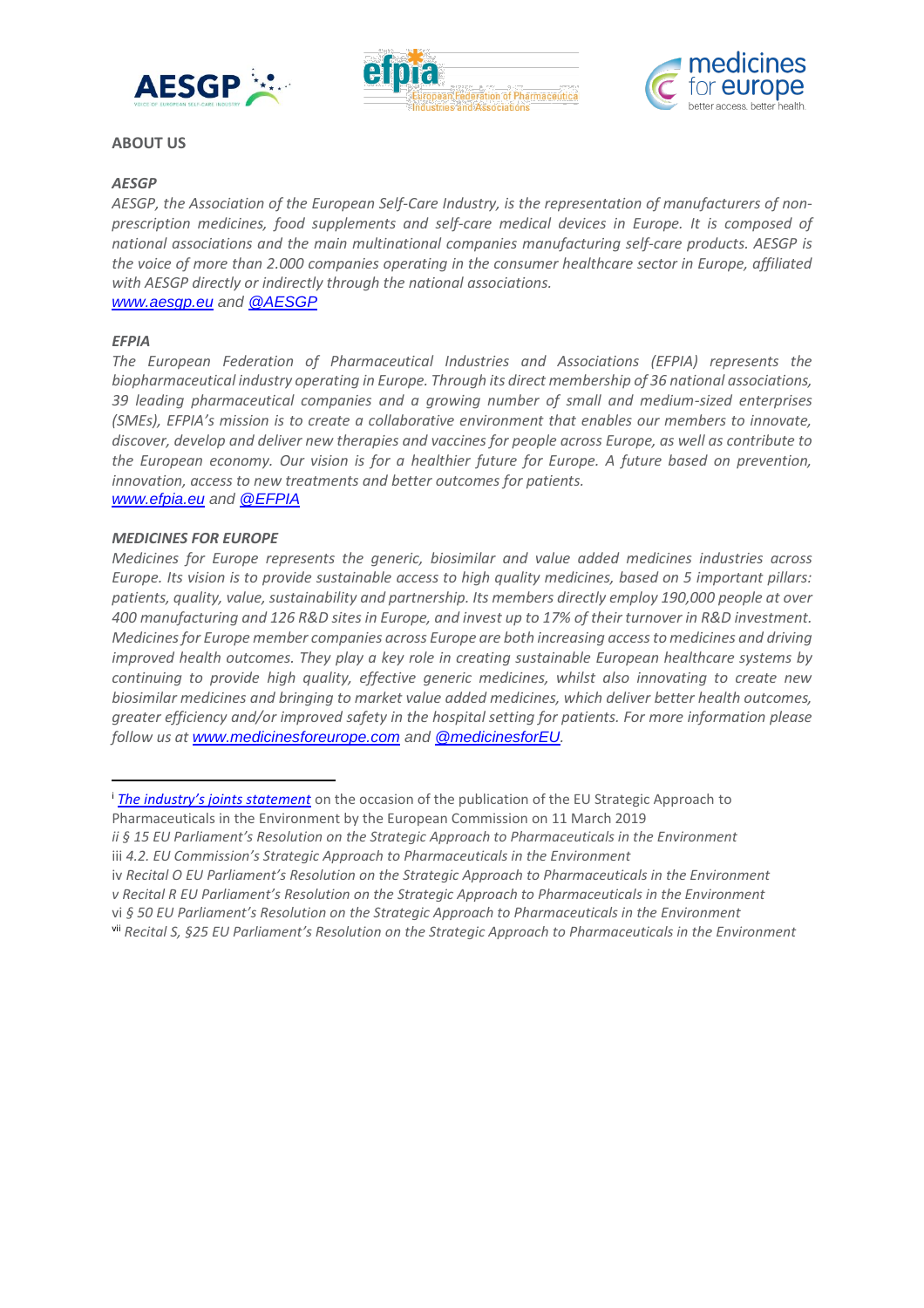## ABOUT US

### *AESGP*

*AESGP, the Association of the European Self-Care Industry, is the representation of manufacturers of non-prescription medicines, food supplements and self-care medical devices in Europe. It is composed of national associations and the main multinational companies manufacturing self-care products. AESGP is the voice of more than 2.000 companies operating in the consumer healthcare sector in Europe, affiliated with AESGP directly or indirectly through the national associations.*
*www.aesgp.eu and @AESGP*

### *EFPIA*

*The European Federation of Pharmaceutical Industries and Associations (EFPIA) represents the biopharmaceutical industry operating in Europe. Through its direct membership of 36 national associations, 39 leading pharmaceutical companies and a growing number of small and medium-sized enterprises (SMEs), EFPIA's mission is to create a collaborative environment that enables our members to innovate, discover, develop and deliver new therapies and vaccines for people across Europe, as well as contribute to the European economy. Our vision is for a healthier future for Europe. A future based on prevention, innovation, access to new treatments and better outcomes for patients.*
*www.efpia.eu and @EFPIA*

### *MEDICINES FOR EUROPE*

*Medicines for Europe represents the generic, biosimilar and value added medicines industries across Europe. Its vision is to provide sustainable access to high quality medicines, based on 5 important pillars: patients, quality, value, sustainability and partnership. Its members directly employ 190,000 people at over 400 manufacturing and 126 R&D sites in Europe, and invest up to 17% of their turnover in R&D investment. Medicines for Europe member companies across Europe are both increasing access to medicines and driving improved health outcomes. They play a key role in creating sustainable European healthcare systems by continuing to provide high quality, effective generic medicines, whilst also innovating to create new biosimilar medicines and bringing to market value added medicines, which deliver better health outcomes, greater efficiency and/or improved safety in the hospital setting for patients. For more information please follow us at www.medicinesforeurope.com and @medicinesforEU.*

---

[i] *The industry's joints statement* on the occasion of the publication of the EU Strategic Approach to Pharmaceuticals in the Environment by the European Commission on 11 March 2019

*ii § 15 EU Parliament's Resolution on the Strategic Approach to Pharmaceuticals in the Environment*

iii *4.2. EU Commission's Strategic Approach to Pharmaceuticals in the Environment*

iv *Recital O EU Parliament's Resolution on the Strategic Approach to Pharmaceuticals in the Environment*

*v Recital R EU Parliament's Resolution on the Strategic Approach to Pharmaceuticals in the Environment*

*vi § 50 EU Parliament's Resolution on the Strategic Approach to Pharmaceuticals in the Environment*

[vii] *Recital S, §25 EU Parliament's Resolution on the Strategic Approach to Pharmaceuticals in the Environment*